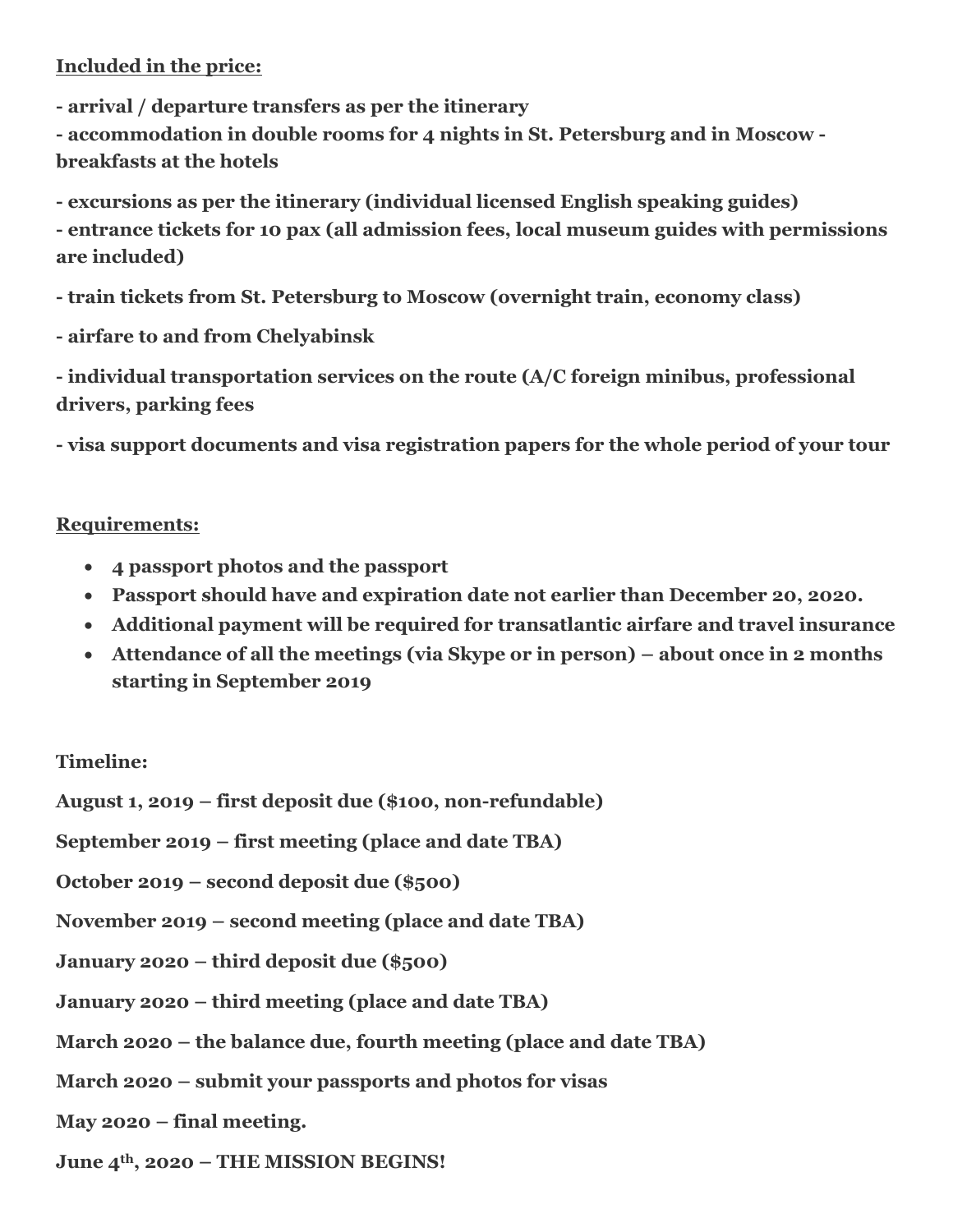**Included in the price:**

**- arrival / departure transfers as per the itinerary**
**- accommodation in double rooms for 4 nights in St. Petersburg and in Moscow - breakfasts at the hotels**

**- excursions as per the itinerary (individual licensed English speaking guides)**
**- entrance tickets for 10 pax (all admission fees, local museum guides with permissions are included)**

**- train tickets from St. Petersburg to Moscow (overnight train, economy class)**

**- airfare to and from Chelyabinsk**

**- individual transportation services on the route (A/C foreign minibus, professional drivers, parking fees**

**- visa support documents and visa registration papers for the whole period of your tour**

**Requirements:**

- **4 passport photos and the passport**
- **Passport should have and expiration date not earlier than December 20, 2020.**
- **Additional payment will be required for transatlantic airfare and travel insurance**
- **Attendance of all the meetings (via Skype or in person) – about once in 2 months starting in September 2019**

**Timeline:**

**August 1, 2019 – first deposit due ($100, non-refundable)**

**September 2019 – first meeting (place and date TBA)**

**October 2019 – second deposit due ($500)**

**November 2019 – second meeting (place and date TBA)**

**January 2020 – third deposit due ($500)**

**January 2020 – third meeting (place and date TBA)**

**March 2020 – the balance due, fourth meeting (place and date TBA)**

**March 2020 – submit your passports and photos for visas**

**May 2020 – final meeting.**

**June 4th, 2020 – THE MISSION BEGINS!**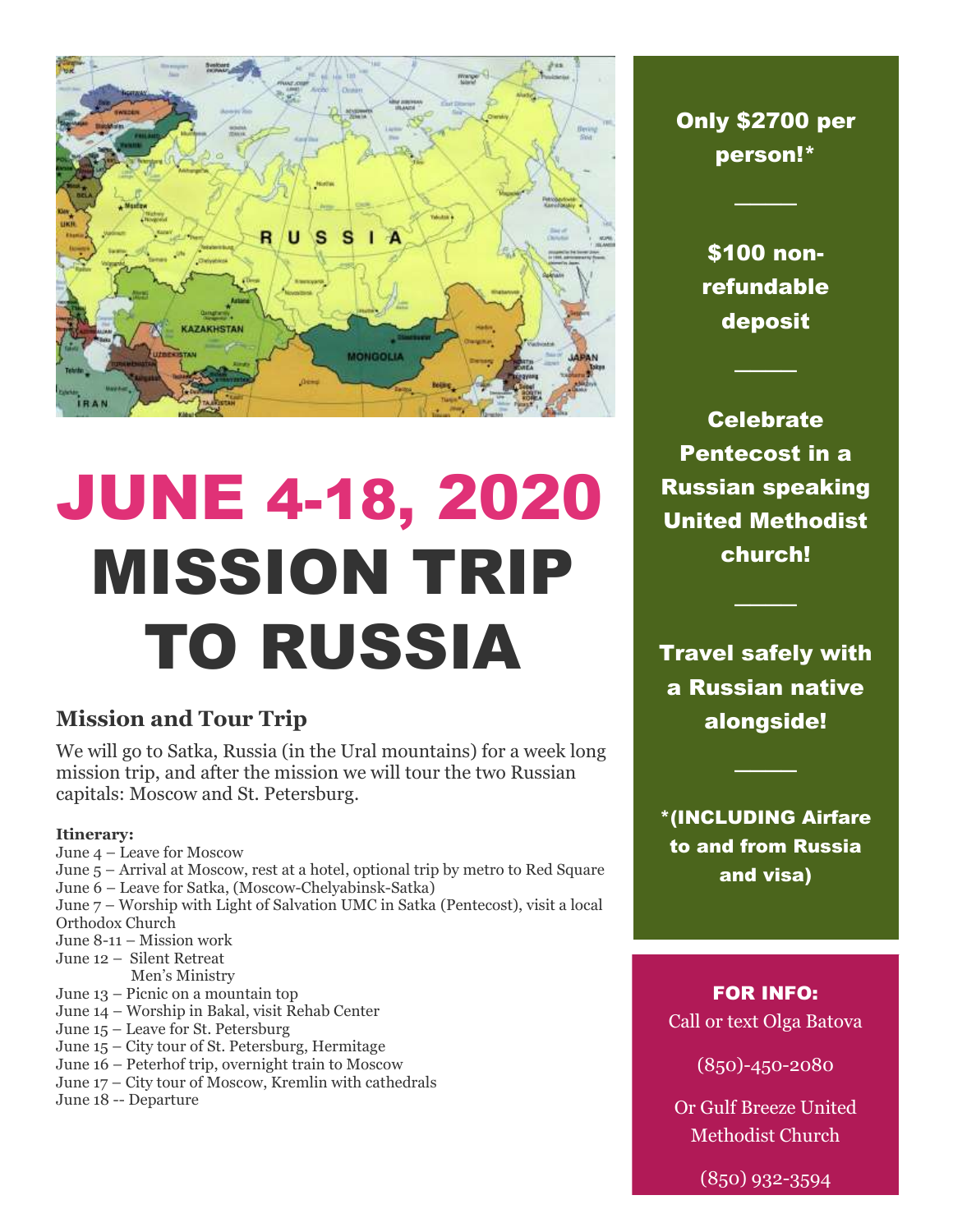# JUNE 4-18, 2020
# MISSION TRIP TO RUSSIA

## Mission and Tour Trip

We will go to Satka, Russia (in the Ural mountains) for a week long mission trip, and after the mission we will tour the two Russian capitals: Moscow and St. Petersburg.

**Itinerary:**

June 4 – Leave for Moscow
June 5 – Arrival at Moscow, rest at a hotel, optional trip by metro to Red Square
June 6 – Leave for Satka, (Moscow-Chelyabinsk-Satka)
June 7 – Worship with Light of Salvation UMC in Satka (Pentecost), visit a local Orthodox Church
June 8-11 – Mission work
June 12 – Silent Retreat
Men's Ministry
June 13 – Picnic on a mountain top
June 14 – Worship in Bakal, visit Rehab Center
June 15 – Leave for St. Petersburg
June 15 – City tour of St. Petersburg, Hermitage
June 16 – Peterhof trip, overnight train to Moscow
June 17 – City tour of Moscow, Kremlin with cathedrals
June 18 -- Departure

**Only $2700 per person!***

**$100 non-refundable deposit**

**Celebrate Pentecost in a Russian speaking United Methodist church!**

**Travel safely with a Russian native alongside!**

***(INCLUDING Airfare to and from Russia and visa)**

**FOR INFO:**

Call or text Olga Batova

(850)-450-2080

Or Gulf Breeze United Methodist Church

(850) 932-3594